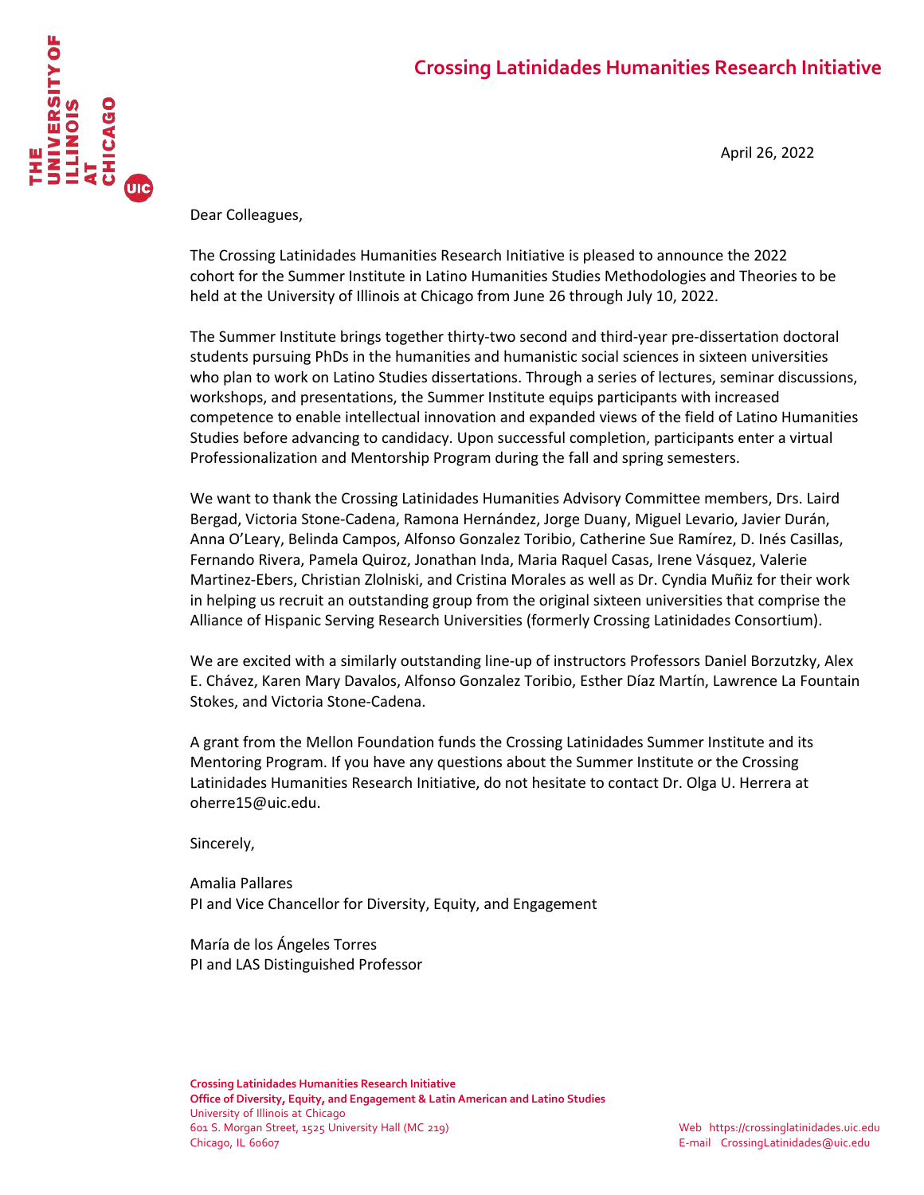# Crossing Latinidades Humanities Research Initiative

April 26, 2022

Dear Colleagues,

The Crossing Latinidades Humanities Research Initiative is pleased to announce the 2022 cohort for the Summer Institute in Latino Humanities Studies Methodologies and Theories to be held at the University of Illinois at Chicago from June 26 through July 10, 2022.

The Summer Institute brings together thirty-two second and third-year pre-dissertation doctoral students pursuing PhDs in the humanities and humanistic social sciences in sixteen universities who plan to work on Latino Studies dissertations. Through a series of lectures, seminar discussions, workshops, and presentations, the Summer Institute equips participants with increased competence to enable intellectual innovation and expanded views of the field of Latino Humanities Studies before advancing to candidacy. Upon successful completion, participants enter a virtual Professionalization and Mentorship Program during the fall and spring semesters.

We want to thank the Crossing Latinidades Humanities Advisory Committee members, Drs. Laird Bergad, Victoria Stone-Cadena, Ramona Hernández, Jorge Duany, Miguel Levario, Javier Durán, Anna O'Leary, Belinda Campos, Alfonso Gonzalez Toribio, Catherine Sue Ramírez, D. Inés Casillas, Fernando Rivera, Pamela Quiroz, Jonathan Inda, Maria Raquel Casas, Irene Vásquez, Valerie Martinez-Ebers, Christian Zlolniski, and Cristina Morales as well as Dr. Cyndia Muñiz for their work in helping us recruit an outstanding group from the original sixteen universities that comprise the Alliance of Hispanic Serving Research Universities (formerly Crossing Latinidades Consortium).

We are excited with a similarly outstanding line-up of instructors Professors Daniel Borzutzky, Alex E. Chávez, Karen Mary Davalos, Alfonso Gonzalez Toribio, Esther Díaz Martín, Lawrence La Fountain Stokes, and Victoria Stone-Cadena.

A grant from the Mellon Foundation funds the Crossing Latinidades Summer Institute and its Mentoring Program. If you have any questions about the Summer Institute or the Crossing Latinidades Humanities Research Initiative, do not hesitate to contact Dr. Olga U. Herrera at oherre15@uic.edu.

Sincerely,

Amalia Pallares
PI and Vice Chancellor for Diversity, Equity, and Engagement

María de los Ángeles Torres
PI and LAS Distinguished Professor

**Crossing Latinidades Humanities Research Initiative**
**Office of Diversity, Equity, and Engagement & Latin American and Latino Studies**
University of Illinois at Chicago
601 S. Morgan Street, 1525 University Hall (MC 219)
Chicago, IL 60607

Web https://crossinglatinidades.uic.edu
E-mail CrossingLatinidades@uic.edu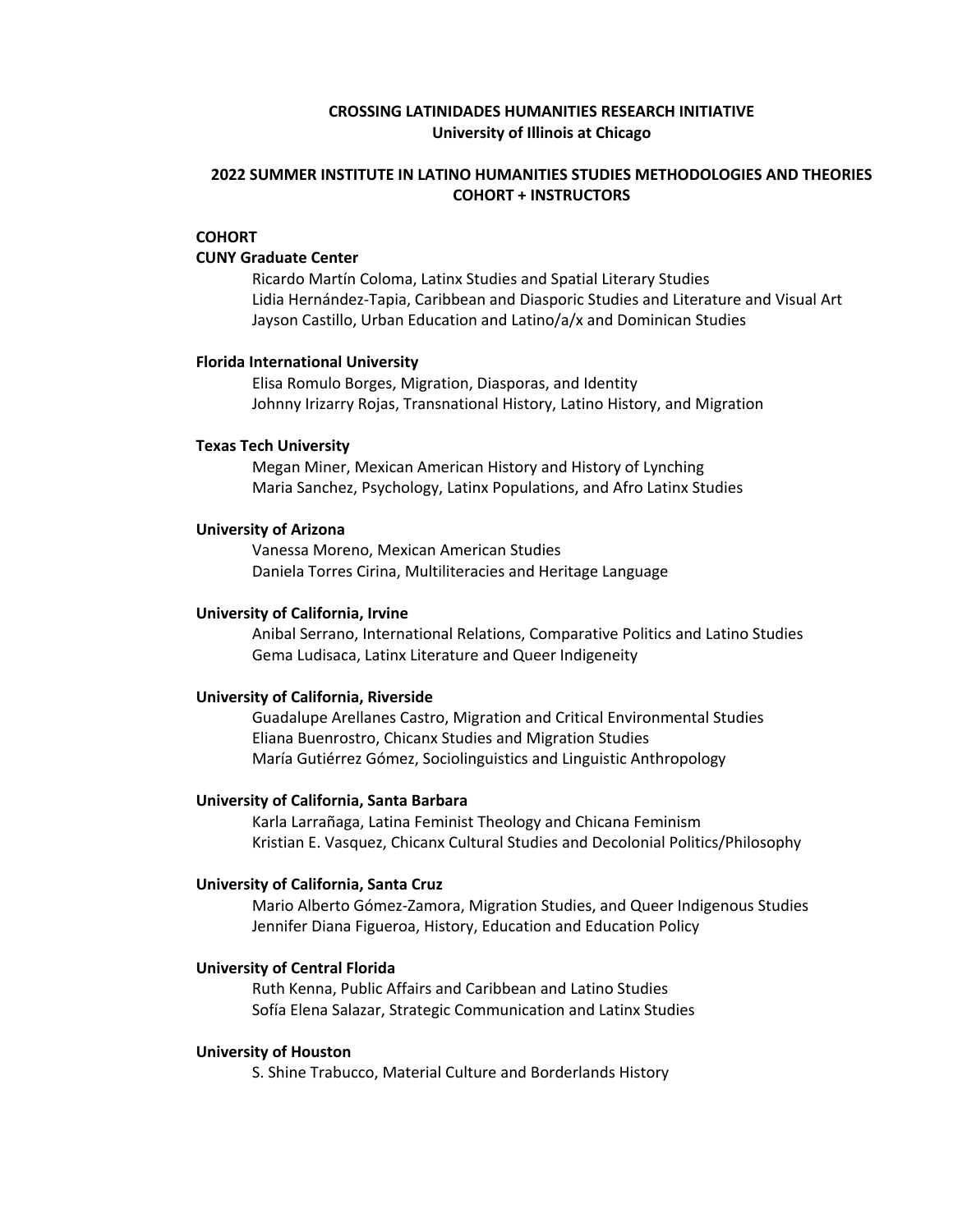**CROSSING LATINIDADES HUMANITIES RESEARCH INITIATIVE**
**University of Illinois at Chicago**

**2022 SUMMER INSTITUTE IN LATINO HUMANITIES STUDIES METHODOLOGIES AND THEORIES**
**COHORT + INSTRUCTORS**

**COHORT**

**CUNY Graduate Center**

Ricardo Martín Coloma, Latinx Studies and Spatial Literary Studies
Lidia Hernández-Tapia, Caribbean and Diasporic Studies and Literature and Visual Art
Jayson Castillo, Urban Education and Latino/a/x and Dominican Studies

**Florida International University**

Elisa Romulo Borges, Migration, Diasporas, and Identity
Johnny Irizarry Rojas, Transnational History, Latino History, and Migration

**Texas Tech University**

Megan Miner, Mexican American History and History of Lynching
Maria Sanchez, Psychology, Latinx Populations, and Afro Latinx Studies

**University of Arizona**

Vanessa Moreno, Mexican American Studies
Daniela Torres Cirina, Multiliteracies and Heritage Language

**University of California, Irvine**

Anibal Serrano, International Relations, Comparative Politics and Latino Studies
Gema Ludisaca, Latinx Literature and Queer Indigeneity

**University of California, Riverside**

Guadalupe Arellanes Castro, Migration and Critical Environmental Studies
Eliana Buenrostro, Chicanx Studies and Migration Studies
María Gutiérrez Gómez, Sociolinguistics and Linguistic Anthropology

**University of California, Santa Barbara**

Karla Larrañaga, Latina Feminist Theology and Chicana Feminism
Kristian E. Vasquez, Chicanx Cultural Studies and Decolonial Politics/Philosophy

**University of California, Santa Cruz**

Mario Alberto Gómez-Zamora, Migration Studies, and Queer Indigenous Studies
Jennifer Diana Figueroa, History, Education and Education Policy

**University of Central Florida**

Ruth Kenna, Public Affairs and Caribbean and Latino Studies
Sofía Elena Salazar, Strategic Communication and Latinx Studies

**University of Houston**

S. Shine Trabucco, Material Culture and Borderlands History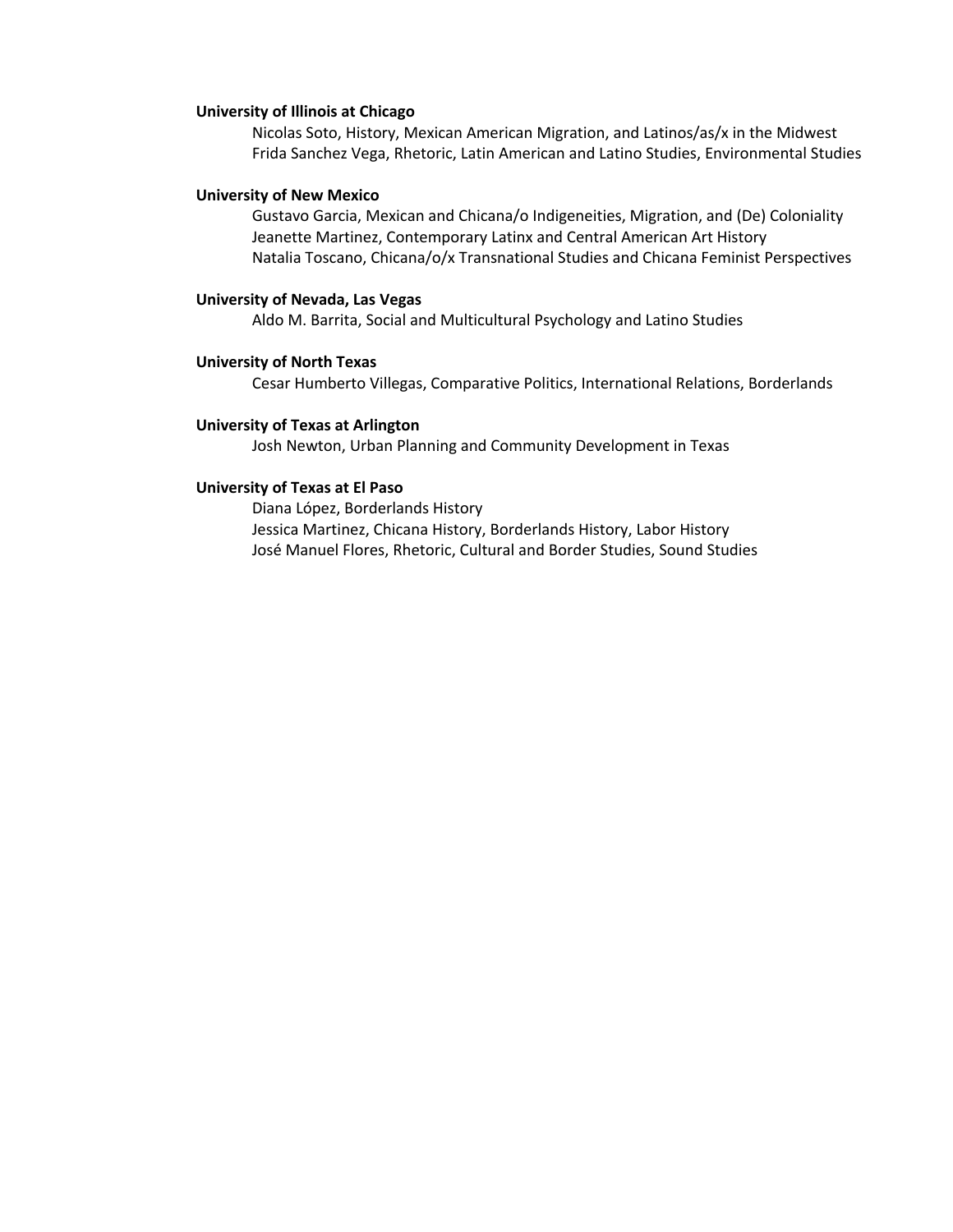**University of Illinois at Chicago**

Nicolas Soto, History, Mexican American Migration, and Latinos/as/x in the Midwest
Frida Sanchez Vega, Rhetoric, Latin American and Latino Studies, Environmental Studies

**University of New Mexico**

Gustavo Garcia, Mexican and Chicana/o Indigeneities, Migration, and (De) Coloniality
Jeanette Martinez, Contemporary Latinx and Central American Art History
Natalia Toscano, Chicana/o/x Transnational Studies and Chicana Feminist Perspectives

**University of Nevada, Las Vegas**

Aldo M. Barrita, Social and Multicultural Psychology and Latino Studies

**University of North Texas**

Cesar Humberto Villegas, Comparative Politics, International Relations, Borderlands

**University of Texas at Arlington**

Josh Newton, Urban Planning and Community Development in Texas

**University of Texas at El Paso**

Diana López, Borderlands History
Jessica Martinez, Chicana History, Borderlands History, Labor History
José Manuel Flores, Rhetoric, Cultural and Border Studies, Sound Studies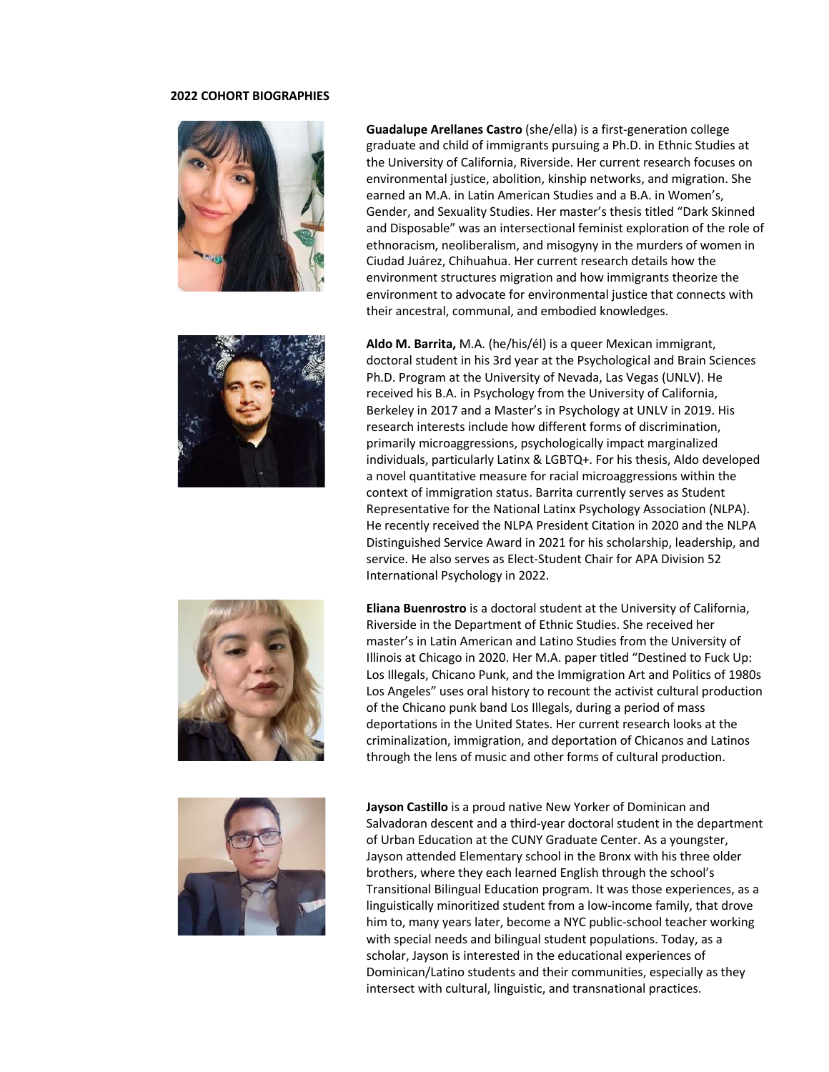**2022 COHORT BIOGRAPHIES**

**Guadalupe Arellanes Castro** (she/ella) is a first-generation college graduate and child of immigrants pursuing a Ph.D. in Ethnic Studies at the University of California, Riverside. Her current research focuses on environmental justice, abolition, kinship networks, and migration. She earned an M.A. in Latin American Studies and a B.A. in Women's, Gender, and Sexuality Studies. Her master's thesis titled "Dark Skinned and Disposable" was an intersectional feminist exploration of the role of ethnoracism, neoliberalism, and misogyny in the murders of women in Ciudad Juárez, Chihuahua. Her current research details how the environment structures migration and how immigrants theorize the environment to advocate for environmental justice that connects with their ancestral, communal, and embodied knowledges.

**Aldo M. Barrita,** M.A. (he/his/él) is a queer Mexican immigrant, doctoral student in his 3rd year at the Psychological and Brain Sciences Ph.D. Program at the University of Nevada, Las Vegas (UNLV). He received his B.A. in Psychology from the University of California, Berkeley in 2017 and a Master's in Psychology at UNLV in 2019. His research interests include how different forms of discrimination, primarily microaggressions, psychologically impact marginalized individuals, particularly Latinx & LGBTQ+. For his thesis, Aldo developed a novel quantitative measure for racial microaggressions within the context of immigration status. Barrita currently serves as Student Representative for the National Latinx Psychology Association (NLPA). He recently received the NLPA President Citation in 2020 and the NLPA Distinguished Service Award in 2021 for his scholarship, leadership, and service. He also serves as Elect-Student Chair for APA Division 52 International Psychology in 2022.

**Eliana Buenrostro** is a doctoral student at the University of California, Riverside in the Department of Ethnic Studies. She received her master's in Latin American and Latino Studies from the University of Illinois at Chicago in 2020. Her M.A. paper titled "Destined to Fuck Up: Los Illegals, Chicano Punk, and the Immigration Art and Politics of 1980s Los Angeles" uses oral history to recount the activist cultural production of the Chicano punk band Los Illegals, during a period of mass deportations in the United States. Her current research looks at the criminalization, immigration, and deportation of Chicanos and Latinos through the lens of music and other forms of cultural production.

**Jayson Castillo** is a proud native New Yorker of Dominican and Salvadoran descent and a third-year doctoral student in the department of Urban Education at the CUNY Graduate Center. As a youngster, Jayson attended Elementary school in the Bronx with his three older brothers, where they each learned English through the school's Transitional Bilingual Education program. It was those experiences, as a linguistically minoritized student from a low-income family, that drove him to, many years later, become a NYC public-school teacher working with special needs and bilingual student populations. Today, as a scholar, Jayson is interested in the educational experiences of Dominican/Latino students and their communities, especially as they intersect with cultural, linguistic, and transnational practices.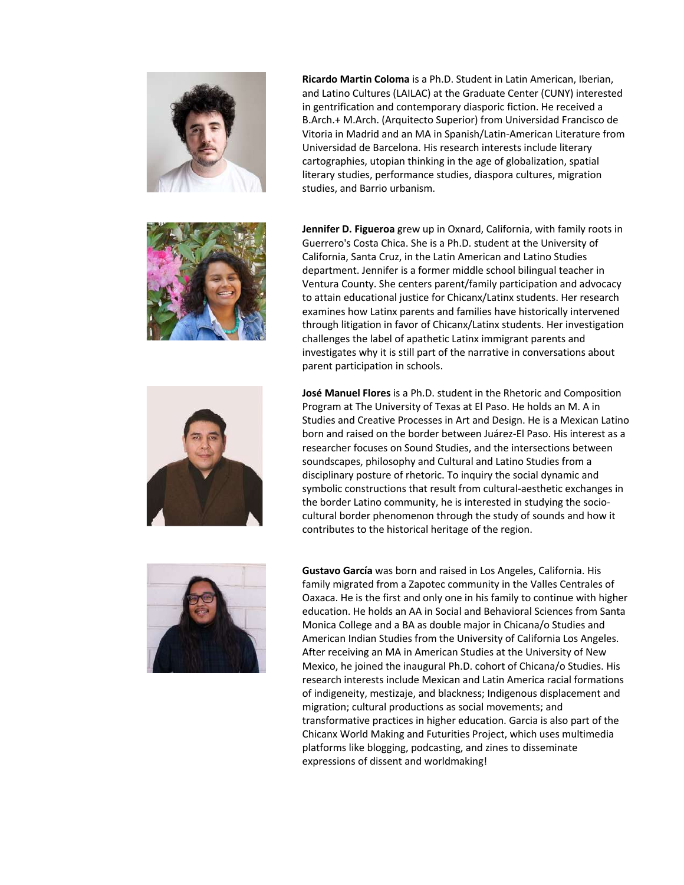**Ricardo Martin Coloma** is a Ph.D. Student in Latin American, Iberian, and Latino Cultures (LAILAC) at the Graduate Center (CUNY) interested in gentrification and contemporary diasporic fiction. He received a B.Arch.+ M.Arch. (Arquitecto Superior) from Universidad Francisco de Vitoria in Madrid and an MA in Spanish/Latin-American Literature from Universidad de Barcelona. His research interests include literary cartographies, utopian thinking in the age of globalization, spatial literary studies, performance studies, diaspora cultures, migration studies, and Barrio urbanism.

**Jennifer D. Figueroa** grew up in Oxnard, California, with family roots in Guerrero's Costa Chica. She is a Ph.D. student at the University of California, Santa Cruz, in the Latin American and Latino Studies department. Jennifer is a former middle school bilingual teacher in Ventura County. She centers parent/family participation and advocacy to attain educational justice for Chicanx/Latinx students. Her research examines how Latinx parents and families have historically intervened through litigation in favor of Chicanx/Latinx students. Her investigation challenges the label of apathetic Latinx immigrant parents and investigates why it is still part of the narrative in conversations about parent participation in schools.

**José Manuel Flores** is a Ph.D. student in the Rhetoric and Composition Program at The University of Texas at El Paso. He holds an M. A in Studies and Creative Processes in Art and Design. He is a Mexican Latino born and raised on the border between Juárez-El Paso. His interest as a researcher focuses on Sound Studies, and the intersections between soundscapes, philosophy and Cultural and Latino Studies from a disciplinary posture of rhetoric. To inquiry the social dynamic and symbolic constructions that result from cultural-aesthetic exchanges in the border Latino community, he is interested in studying the socio-cultural border phenomenon through the study of sounds and how it contributes to the historical heritage of the region.

**Gustavo García** was born and raised in Los Angeles, California. His family migrated from a Zapotec community in the Valles Centrales of Oaxaca. He is the first and only one in his family to continue with higher education. He holds an AA in Social and Behavioral Sciences from Santa Monica College and a BA as double major in Chicana/o Studies and American Indian Studies from the University of California Los Angeles. After receiving an MA in American Studies at the University of New Mexico, he joined the inaugural Ph.D. cohort of Chicana/o Studies. His research interests include Mexican and Latin America racial formations of indigeneity, mestizaje, and blackness; Indigenous displacement and migration; cultural productions as social movements; and transformative practices in higher education. Garcia is also part of the Chicanx World Making and Futurities Project, which uses multimedia platforms like blogging, podcasting, and zines to disseminate expressions of dissent and worldmaking!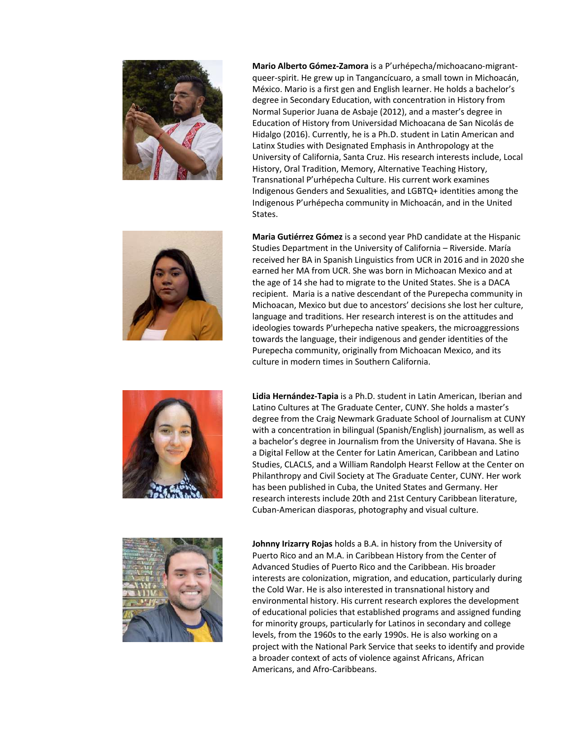**Mario Alberto Gómez-Zamora** is a P'urhépecha/michoacano-migrant-queer-spirit. He grew up in Tangancícuaro, a small town in Michoacán, México. Mario is a first gen and English learner. He holds a bachelor's degree in Secondary Education, with concentration in History from Normal Superior Juana de Asbaje (2012), and a master's degree in Education of History from Universidad Michoacana de San Nicolás de Hidalgo (2016). Currently, he is a Ph.D. student in Latin American and Latinx Studies with Designated Emphasis in Anthropology at the University of California, Santa Cruz. His research interests include, Local History, Oral Tradition, Memory, Alternative Teaching History, Transnational P'urhépecha Culture. His current work examines Indigenous Genders and Sexualities, and LGBTQ+ identities among the Indigenous P'urhépecha community in Michoacán, and in the United States.

**Maria Gutiérrez Gómez** is a second year PhD candidate at the Hispanic Studies Department in the University of California – Riverside. María received her BA in Spanish Linguistics from UCR in 2016 and in 2020 she earned her MA from UCR. She was born in Michoacan Mexico and at the age of 14 she had to migrate to the United States. She is a DACA recipient. Maria is a native descendant of the Purepecha community in Michoacan, Mexico but due to ancestors' decisions she lost her culture, language and traditions. Her research interest is on the attitudes and ideologies towards P'urhepecha native speakers, the microaggressions towards the language, their indigenous and gender identities of the Purepecha community, originally from Michoacan Mexico, and its culture in modern times in Southern California.

**Lidia Hernández-Tapia** is a Ph.D. student in Latin American, Iberian and Latino Cultures at The Graduate Center, CUNY. She holds a master's degree from the Craig Newmark Graduate School of Journalism at CUNY with a concentration in bilingual (Spanish/English) journalism, as well as a bachelor's degree in Journalism from the University of Havana. She is a Digital Fellow at the Center for Latin American, Caribbean and Latino Studies, CLACLS, and a William Randolph Hearst Fellow at the Center on Philanthropy and Civil Society at The Graduate Center, CUNY. Her work has been published in Cuba, the United States and Germany. Her research interests include 20th and 21st Century Caribbean literature, Cuban-American diasporas, photography and visual culture.

**Johnny Irizarry Rojas** holds a B.A. in history from the University of Puerto Rico and an M.A. in Caribbean History from the Center of Advanced Studies of Puerto Rico and the Caribbean. His broader interests are colonization, migration, and education, particularly during the Cold War. He is also interested in transnational history and environmental history. His current research explores the development of educational policies that established programs and assigned funding for minority groups, particularly for Latinos in secondary and college levels, from the 1960s to the early 1990s. He is also working on a project with the National Park Service that seeks to identify and provide a broader context of acts of violence against Africans, African Americans, and Afro-Caribbeans.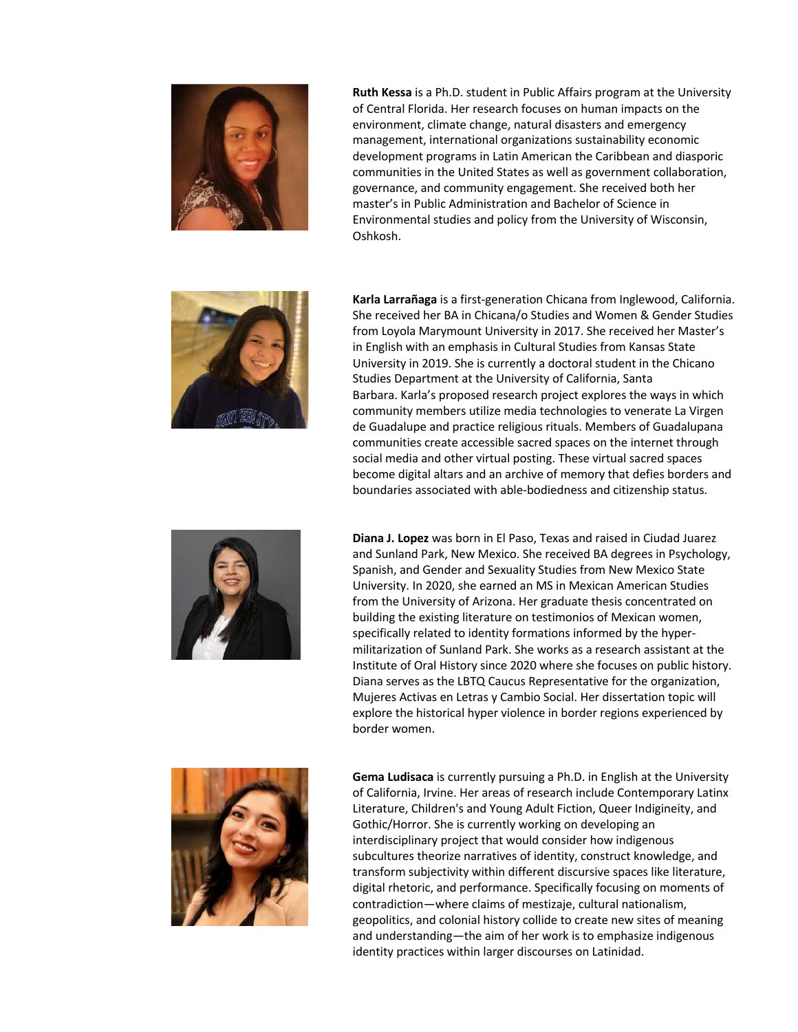**Ruth Kessa** is a Ph.D. student in Public Affairs program at the University of Central Florida. Her research focuses on human impacts on the environment, climate change, natural disasters and emergency management, international organizations sustainability economic development programs in Latin American the Caribbean and diasporic communities in the United States as well as government collaboration, governance, and community engagement. She received both her master's in Public Administration and Bachelor of Science in Environmental studies and policy from the University of Wisconsin, Oshkosh.

**Karla Larrañaga** is a first-generation Chicana from Inglewood, California. She received her BA in Chicana/o Studies and Women & Gender Studies from Loyola Marymount University in 2017. She received her Master's in English with an emphasis in Cultural Studies from Kansas State University in 2019. She is currently a doctoral student in the Chicano Studies Department at the University of California, Santa Barbara. Karla's proposed research project explores the ways in which community members utilize media technologies to venerate La Virgen de Guadalupe and practice religious rituals. Members of Guadalupana communities create accessible sacred spaces on the internet through social media and other virtual posting. These virtual sacred spaces become digital altars and an archive of memory that defies borders and boundaries associated with able-bodiedness and citizenship status.

**Diana J. Lopez** was born in El Paso, Texas and raised in Ciudad Juarez and Sunland Park, New Mexico. She received BA degrees in Psychology, Spanish, and Gender and Sexuality Studies from New Mexico State University. In 2020, she earned an MS in Mexican American Studies from the University of Arizona. Her graduate thesis concentrated on building the existing literature on testimonios of Mexican women, specifically related to identity formations informed by the hyper-militarization of Sunland Park. She works as a research assistant at the Institute of Oral History since 2020 where she focuses on public history. Diana serves as the LBTQ Caucus Representative for the organization, Mujeres Activas en Letras y Cambio Social. Her dissertation topic will explore the historical hyper violence in border regions experienced by border women.

**Gema Ludisaca** is currently pursuing a Ph.D. in English at the University of California, Irvine. Her areas of research include Contemporary Latinx Literature, Children's and Young Adult Fiction, Queer Indigineity, and Gothic/Horror. She is currently working on developing an interdisciplinary project that would consider how indigenous subcultures theorize narratives of identity, construct knowledge, and transform subjectivity within different discursive spaces like literature, digital rhetoric, and performance. Specifically focusing on moments of contradiction—where claims of mestizaje, cultural nationalism, geopolitics, and colonial history collide to create new sites of meaning and understanding—the aim of her work is to emphasize indigenous identity practices within larger discourses on Latinidad.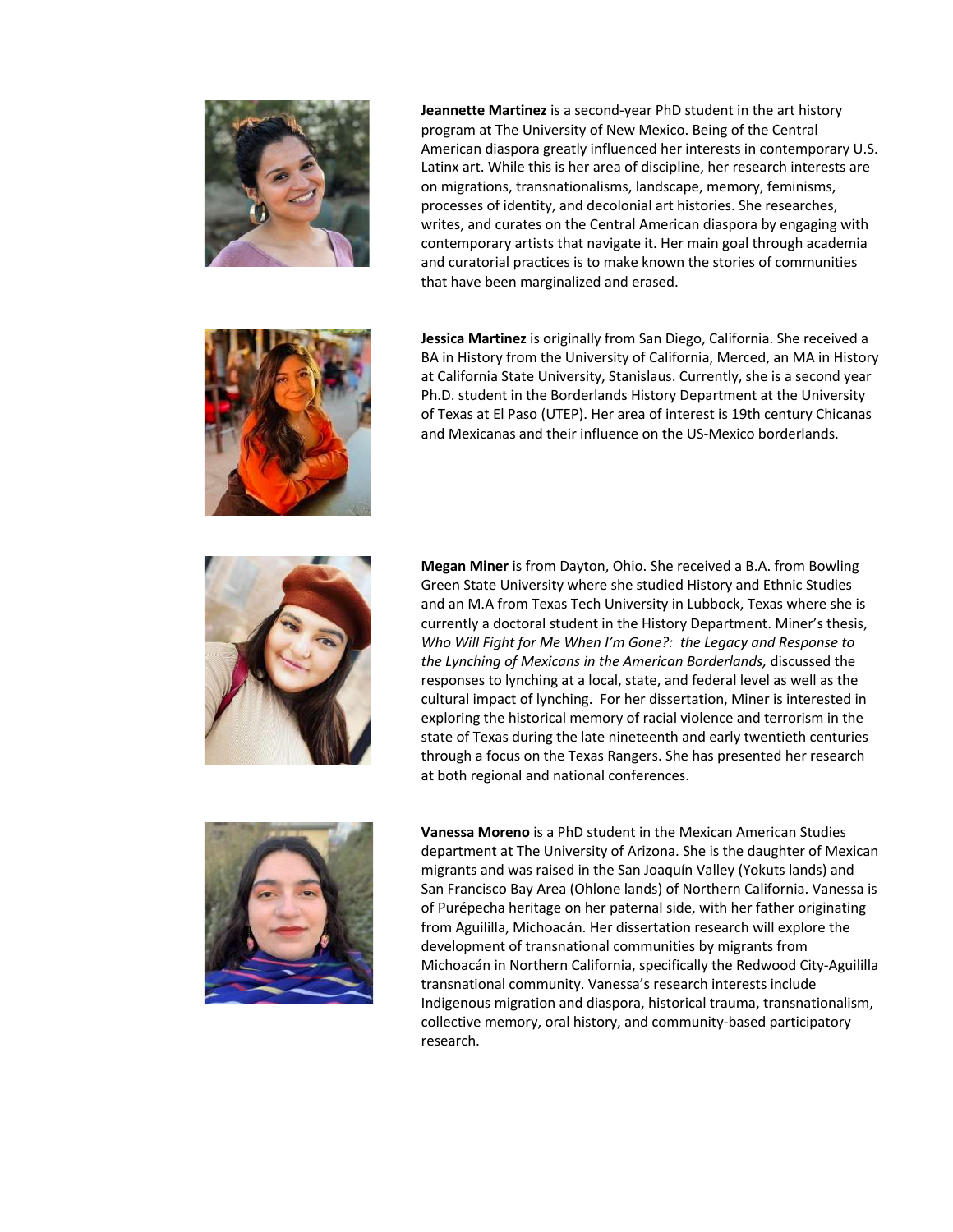**Jeannette Martinez** is a second-year PhD student in the art history program at The University of New Mexico. Being of the Central American diaspora greatly influenced her interests in contemporary U.S. Latinx art. While this is her area of discipline, her research interests are on migrations, transnationalisms, landscape, memory, feminisms, processes of identity, and decolonial art histories. She researches, writes, and curates on the Central American diaspora by engaging with contemporary artists that navigate it. Her main goal through academia and curatorial practices is to make known the stories of communities that have been marginalized and erased.

**Jessica Martinez** is originally from San Diego, California. She received a BA in History from the University of California, Merced, an MA in History at California State University, Stanislaus. Currently, she is a second year Ph.D. student in the Borderlands History Department at the University of Texas at El Paso (UTEP). Her area of interest is 19th century Chicanas and Mexicanas and their influence on the US-Mexico borderlands.

**Megan Miner** is from Dayton, Ohio. She received a B.A. from Bowling Green State University where she studied History and Ethnic Studies and an M.A from Texas Tech University in Lubbock, Texas where she is currently a doctoral student in the History Department. Miner's thesis, *Who Will Fight for Me When I'm Gone?: the Legacy and Response to the Lynching of Mexicans in the American Borderlands,* discussed the responses to lynching at a local, state, and federal level as well as the cultural impact of lynching. For her dissertation, Miner is interested in exploring the historical memory of racial violence and terrorism in the state of Texas during the late nineteenth and early twentieth centuries through a focus on the Texas Rangers. She has presented her research at both regional and national conferences.

**Vanessa Moreno** is a PhD student in the Mexican American Studies department at The University of Arizona. She is the daughter of Mexican migrants and was raised in the San Joaquín Valley (Yokuts lands) and San Francisco Bay Area (Ohlone lands) of Northern California. Vanessa is of Purépecha heritage on her paternal side, with her father originating from Aguililla, Michoacán. Her dissertation research will explore the development of transnational communities by migrants from Michoacán in Northern California, specifically the Redwood City-Aguililla transnational community. Vanessa's research interests include Indigenous migration and diaspora, historical trauma, transnationalism, collective memory, oral history, and community-based participatory research.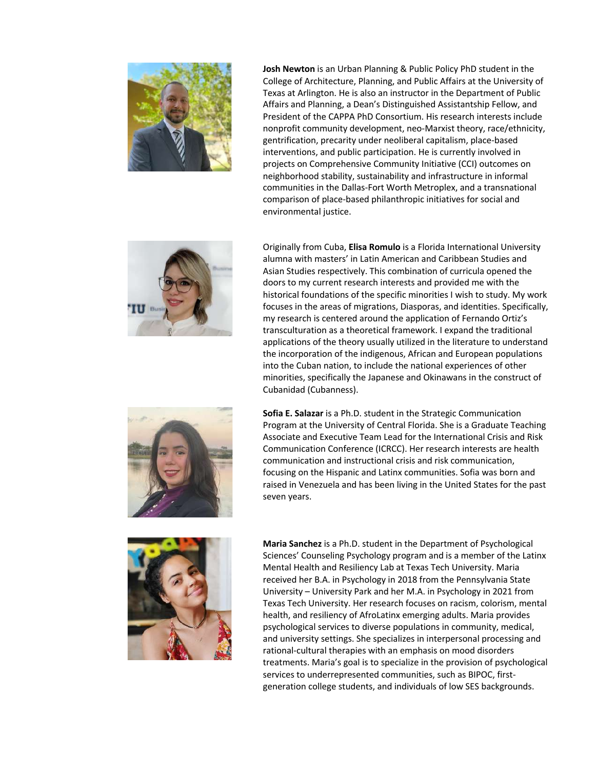**Josh Newton** is an Urban Planning & Public Policy PhD student in the College of Architecture, Planning, and Public Affairs at the University of Texas at Arlington. He is also an instructor in the Department of Public Affairs and Planning, a Dean's Distinguished Assistantship Fellow, and President of the CAPPA PhD Consortium. His research interests include nonprofit community development, neo-Marxist theory, race/ethnicity, gentrification, precarity under neoliberal capitalism, place-based interventions, and public participation. He is currently involved in projects on Comprehensive Community Initiative (CCI) outcomes on neighborhood stability, sustainability and infrastructure in informal communities in the Dallas-Fort Worth Metroplex, and a transnational comparison of place-based philanthropic initiatives for social and environmental justice.

Originally from Cuba, **Elisa Romulo** is a Florida International University alumna with masters' in Latin American and Caribbean Studies and Asian Studies respectively. This combination of curricula opened the doors to my current research interests and provided me with the historical foundations of the specific minorities I wish to study. My work focuses in the areas of migrations, Diasporas, and identities. Specifically, my research is centered around the application of Fernando Ortiz's transculturation as a theoretical framework. I expand the traditional applications of the theory usually utilized in the literature to understand the incorporation of the indigenous, African and European populations into the Cuban nation, to include the national experiences of other minorities, specifically the Japanese and Okinawans in the construct of Cubanidad (Cubanness).

**Sofia E. Salazar** is a Ph.D. student in the Strategic Communication Program at the University of Central Florida. She is a Graduate Teaching Associate and Executive Team Lead for the International Crisis and Risk Communication Conference (ICRCC). Her research interests are health communication and instructional crisis and risk communication, focusing on the Hispanic and Latinx communities. Sofia was born and raised in Venezuela and has been living in the United States for the past seven years.

**Maria Sanchez** is a Ph.D. student in the Department of Psychological Sciences' Counseling Psychology program and is a member of the Latinx Mental Health and Resiliency Lab at Texas Tech University. Maria received her B.A. in Psychology in 2018 from the Pennsylvania State University – University Park and her M.A. in Psychology in 2021 from Texas Tech University. Her research focuses on racism, colorism, mental health, and resiliency of AfroLatinx emerging adults. Maria provides psychological services to diverse populations in community, medical, and university settings. She specializes in interpersonal processing and rational-cultural therapies with an emphasis on mood disorders treatments. Maria's goal is to specialize in the provision of psychological services to underrepresented communities, such as BIPOC, first-generation college students, and individuals of low SES backgrounds.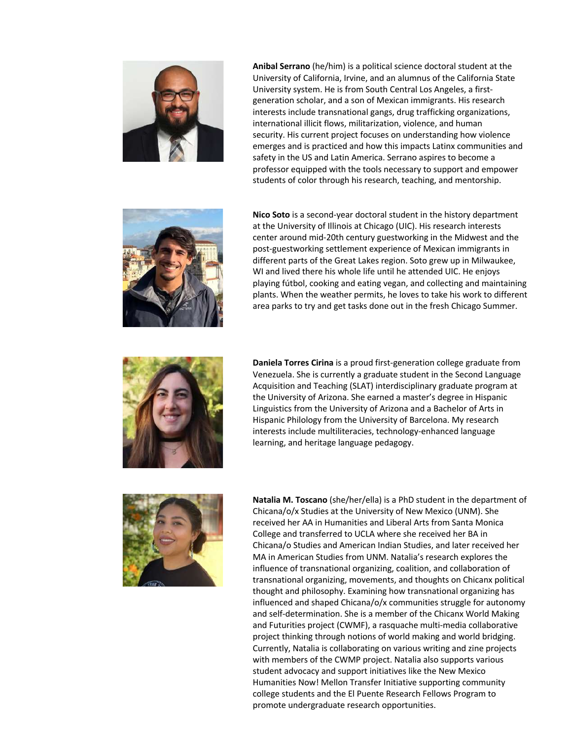**Anibal Serrano** (he/him) is a political science doctoral student at the University of California, Irvine, and an alumnus of the California State University system. He is from South Central Los Angeles, a first-generation scholar, and a son of Mexican immigrants. His research interests include transnational gangs, drug trafficking organizations, international illicit flows, militarization, violence, and human security. His current project focuses on understanding how violence emerges and is practiced and how this impacts Latinx communities and safety in the US and Latin America. Serrano aspires to become a professor equipped with the tools necessary to support and empower students of color through his research, teaching, and mentorship.

**Nico Soto** is a second-year doctoral student in the history department at the University of Illinois at Chicago (UIC). His research interests center around mid-20th century guestworking in the Midwest and the post-guestworking settlement experience of Mexican immigrants in different parts of the Great Lakes region. Soto grew up in Milwaukee, WI and lived there his whole life until he attended UIC. He enjoys playing fútbol, cooking and eating vegan, and collecting and maintaining plants. When the weather permits, he loves to take his work to different area parks to try and get tasks done out in the fresh Chicago Summer.

**Daniela Torres Cirina** is a proud first-generation college graduate from Venezuela. She is currently a graduate student in the Second Language Acquisition and Teaching (SLAT) interdisciplinary graduate program at the University of Arizona. She earned a master's degree in Hispanic Linguistics from the University of Arizona and a Bachelor of Arts in Hispanic Philology from the University of Barcelona. My research interests include multiliteracies, technology-enhanced language learning, and heritage language pedagogy.

**Natalia M. Toscano** (she/her/ella) is a PhD student in the department of Chicana/o/x Studies at the University of New Mexico (UNM). She received her AA in Humanities and Liberal Arts from Santa Monica College and transferred to UCLA where she received her BA in Chicana/o Studies and American Indian Studies, and later received her MA in American Studies from UNM. Natalia's research explores the influence of transnational organizing, coalition, and collaboration of transnational organizing, movements, and thoughts on Chicanx political thought and philosophy. Examining how transnational organizing has influenced and shaped Chicana/o/x communities struggle for autonomy and self-determination. She is a member of the Chicanx World Making and Futurities project (CWMF), a rasquache multi-media collaborative project thinking through notions of world making and world bridging. Currently, Natalia is collaborating on various writing and zine projects with members of the CWMP project. Natalia also supports various student advocacy and support initiatives like the New Mexico Humanities Now! Mellon Transfer Initiative supporting community college students and the El Puente Research Fellows Program to promote undergraduate research opportunities.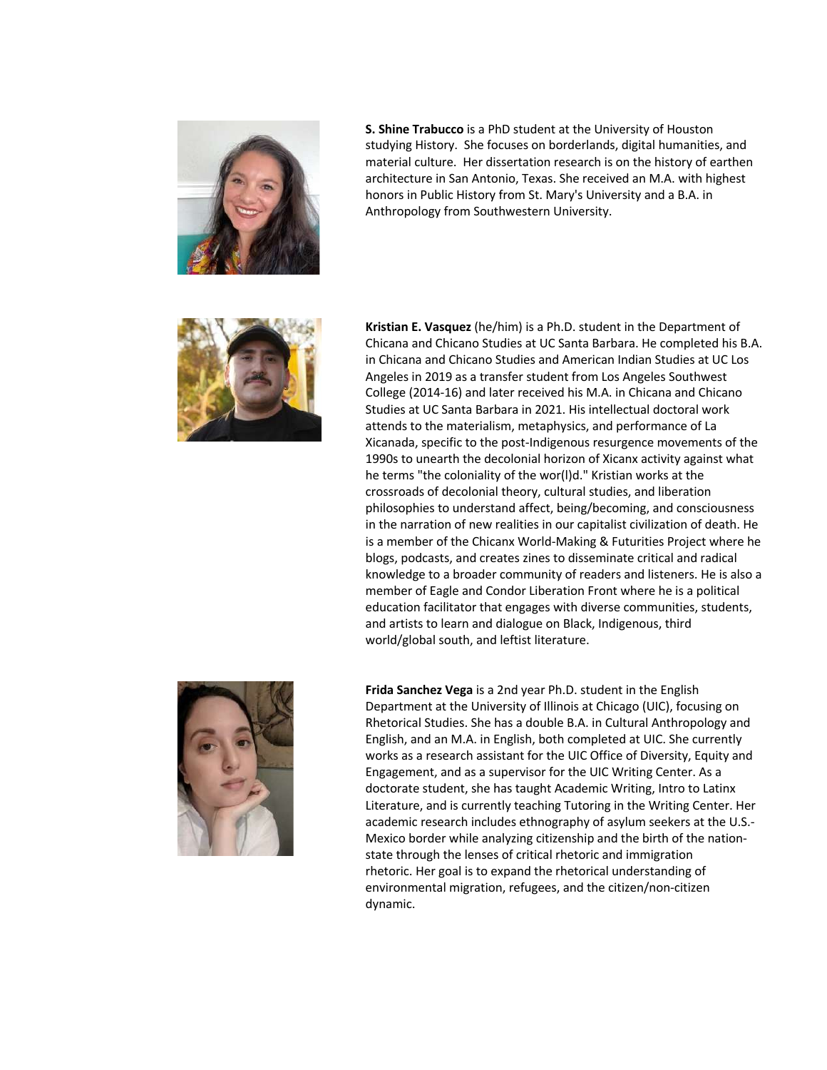**S. Shine Trabucco** is a PhD student at the University of Houston studying History. She focuses on borderlands, digital humanities, and material culture. Her dissertation research is on the history of earthen architecture in San Antonio, Texas. She received an M.A. with highest honors in Public History from St. Mary's University and a B.A. in Anthropology from Southwestern University.

**Kristian E. Vasquez** (he/him) is a Ph.D. student in the Department of Chicana and Chicano Studies at UC Santa Barbara. He completed his B.A. in Chicana and Chicano Studies and American Indian Studies at UC Los Angeles in 2019 as a transfer student from Los Angeles Southwest College (2014-16) and later received his M.A. in Chicana and Chicano Studies at UC Santa Barbara in 2021. His intellectual doctoral work attends to the materialism, metaphysics, and performance of La Xicanada, specific to the post-Indigenous resurgence movements of the 1990s to unearth the decolonial horizon of Xicanx activity against what he terms "the coloniality of the wor(l)d." Kristian works at the crossroads of decolonial theory, cultural studies, and liberation philosophies to understand affect, being/becoming, and consciousness in the narration of new realities in our capitalist civilization of death. He is a member of the Chicanx World-Making & Futurities Project where he blogs, podcasts, and creates zines to disseminate critical and radical knowledge to a broader community of readers and listeners. He is also a member of Eagle and Condor Liberation Front where he is a political education facilitator that engages with diverse communities, students, and artists to learn and dialogue on Black, Indigenous, third world/global south, and leftist literature.

**Frida Sanchez Vega** is a 2nd year Ph.D. student in the English Department at the University of Illinois at Chicago (UIC), focusing on Rhetorical Studies. She has a double B.A. in Cultural Anthropology and English, and an M.A. in English, both completed at UIC. She currently works as a research assistant for the UIC Office of Diversity, Equity and Engagement, and as a supervisor for the UIC Writing Center. As a doctorate student, she has taught Academic Writing, Intro to Latinx Literature, and is currently teaching Tutoring in the Writing Center. Her academic research includes ethnography of asylum seekers at the U.S.-Mexico border while analyzing citizenship and the birth of the nation-state through the lenses of critical rhetoric and immigration rhetoric. Her goal is to expand the rhetorical understanding of environmental migration, refugees, and the citizen/non-citizen dynamic.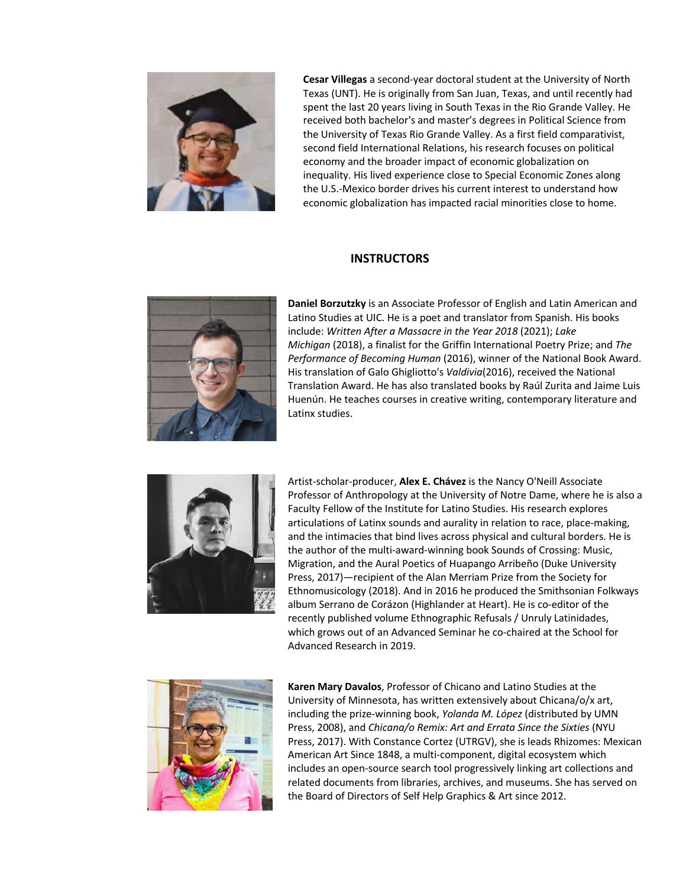**Cesar Villegas** a second-year doctoral student at the University of North Texas (UNT). He is originally from San Juan, Texas, and until recently had spent the last 20 years living in South Texas in the Rio Grande Valley. He received both bachelor's and master's degrees in Political Science from the University of Texas Rio Grande Valley. As a first field comparativist, second field International Relations, his research focuses on political economy and the broader impact of economic globalization on inequality. His lived experience close to Special Economic Zones along the U.S.-Mexico border drives his current interest to understand how economic globalization has impacted racial minorities close to home.

## INSTRUCTORS

**Daniel Borzutzky** is an Associate Professor of English and Latin American and Latino Studies at UIC. He is a poet and translator from Spanish. His books include: *Written After a Massacre in the Year 2018* (2021); *Lake Michigan* (2018), a finalist for the Griffin International Poetry Prize; and *The Performance of Becoming Human* (2016), winner of the National Book Award. His translation of Galo Ghigliotto's *Valdivia*(2016), received the National Translation Award. He has also translated books by Raúl Zurita and Jaime Luis Huenún. He teaches courses in creative writing, contemporary literature and Latinx studies.

Artist-scholar-producer, **Alex E. Chávez** is the Nancy O'Neill Associate Professor of Anthropology at the University of Notre Dame, where he is also a Faculty Fellow of the Institute for Latino Studies. His research explores articulations of Latinx sounds and aurality in relation to race, place-making, and the intimacies that bind lives across physical and cultural borders. He is the author of the multi-award-winning book Sounds of Crossing: Music, Migration, and the Aural Poetics of Huapango Arribeño (Duke University Press, 2017)—recipient of the Alan Merriam Prize from the Society for Ethnomusicology (2018). And in 2016 he produced the Smithsonian Folkways album Serrano de Corázon (Highlander at Heart). He is co-editor of the recently published volume Ethnographic Refusals / Unruly Latinidades, which grows out of an Advanced Seminar he co-chaired at the School for Advanced Research in 2019.

**Karen Mary Davalos**, Professor of Chicano and Latino Studies at the University of Minnesota, has written extensively about Chicana/o/x art, including the prize-winning book, *Yolanda M. López* (distributed by UMN Press, 2008), and *Chicana/o Remix: Art and Errata Since the Sixties* (NYU Press, 2017). With Constance Cortez (UTRGV), she is leads Rhizomes: Mexican American Art Since 1848, a multi-component, digital ecosystem which includes an open-source search tool progressively linking art collections and related documents from libraries, archives, and museums. She has served on the Board of Directors of Self Help Graphics & Art since 2012.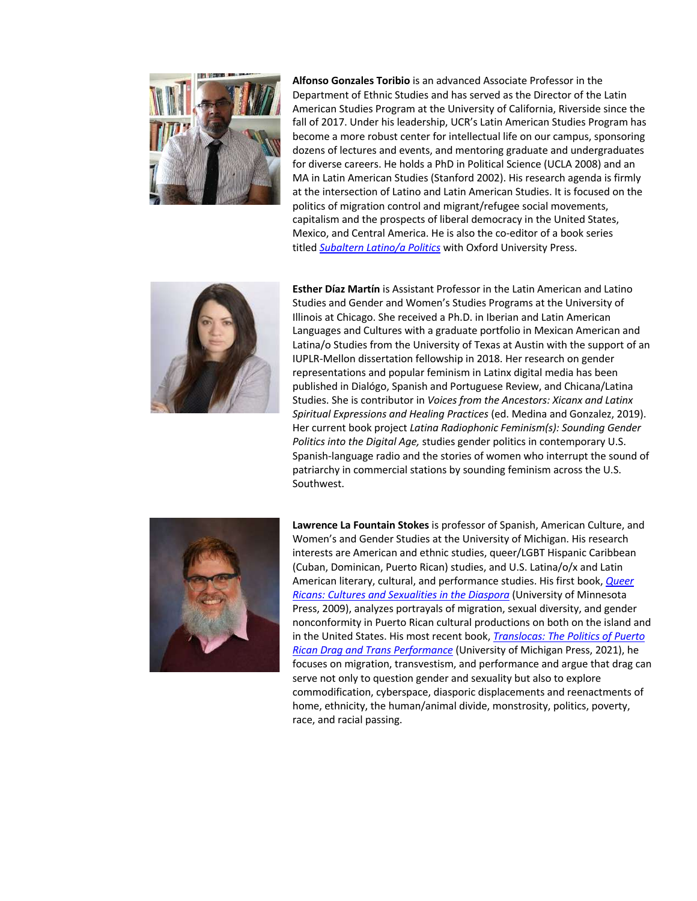**Alfonso Gonzales Toribio** is an advanced Associate Professor in the Department of Ethnic Studies and has served as the Director of the Latin American Studies Program at the University of California, Riverside since the fall of 2017. Under his leadership, UCR's Latin American Studies Program has become a more robust center for intellectual life on our campus, sponsoring dozens of lectures and events, and mentoring graduate and undergraduates for diverse careers. He holds a PhD in Political Science (UCLA 2008) and an MA in Latin American Studies (Stanford 2002). His research agenda is firmly at the intersection of Latino and Latin American Studies. It is focused on the politics of migration control and migrant/refugee social movements, capitalism and the prospects of liberal democracy in the United States, Mexico, and Central America. He is also the co-editor of a book series titled *Subaltern Latino/a Politics* with Oxford University Press.

**Esther Díaz Martín** is Assistant Professor in the Latin American and Latino Studies and Gender and Women's Studies Programs at the University of Illinois at Chicago. She received a Ph.D. in Iberian and Latin American Languages and Cultures with a graduate portfolio in Mexican American and Latina/o Studies from the University of Texas at Austin with the support of an IUPLR-Mellon dissertation fellowship in 2018. Her research on gender representations and popular feminism in Latinx digital media has been published in Dialógo, Spanish and Portuguese Review, and Chicana/Latina Studies. She is contributor in *Voices from the Ancestors: Xicanx and Latinx Spiritual Expressions and Healing Practices* (ed. Medina and Gonzalez, 2019). Her current book project *Latina Radiophonic Feminism(s): Sounding Gender Politics into the Digital Age,* studies gender politics in contemporary U.S. Spanish-language radio and the stories of women who interrupt the sound of patriarchy in commercial stations by sounding feminism across the U.S. Southwest.

**Lawrence La Fountain Stokes** is professor of Spanish, American Culture, and Women's and Gender Studies at the University of Michigan. His research interests are American and ethnic studies, queer/LGBT Hispanic Caribbean (Cuban, Dominican, Puerto Rican) studies, and U.S. Latina/o/x and Latin American literary, cultural, and performance studies. His first book, *Queer Ricans: Cultures and Sexualities in the Diaspora* (University of Minnesota Press, 2009), analyzes portrayals of migration, sexual diversity, and gender nonconformity in Puerto Rican cultural productions on both on the island and in the United States. His most recent book, *Translocas: The Politics of Puerto Rican Drag and Trans Performance* (University of Michigan Press, 2021), he focuses on migration, transvestism, and performance and argue that drag can serve not only to question gender and sexuality but also to explore commodification, cyberspace, diasporic displacements and reenactments of home, ethnicity, the human/animal divide, monstrosity, politics, poverty, race, and racial passing.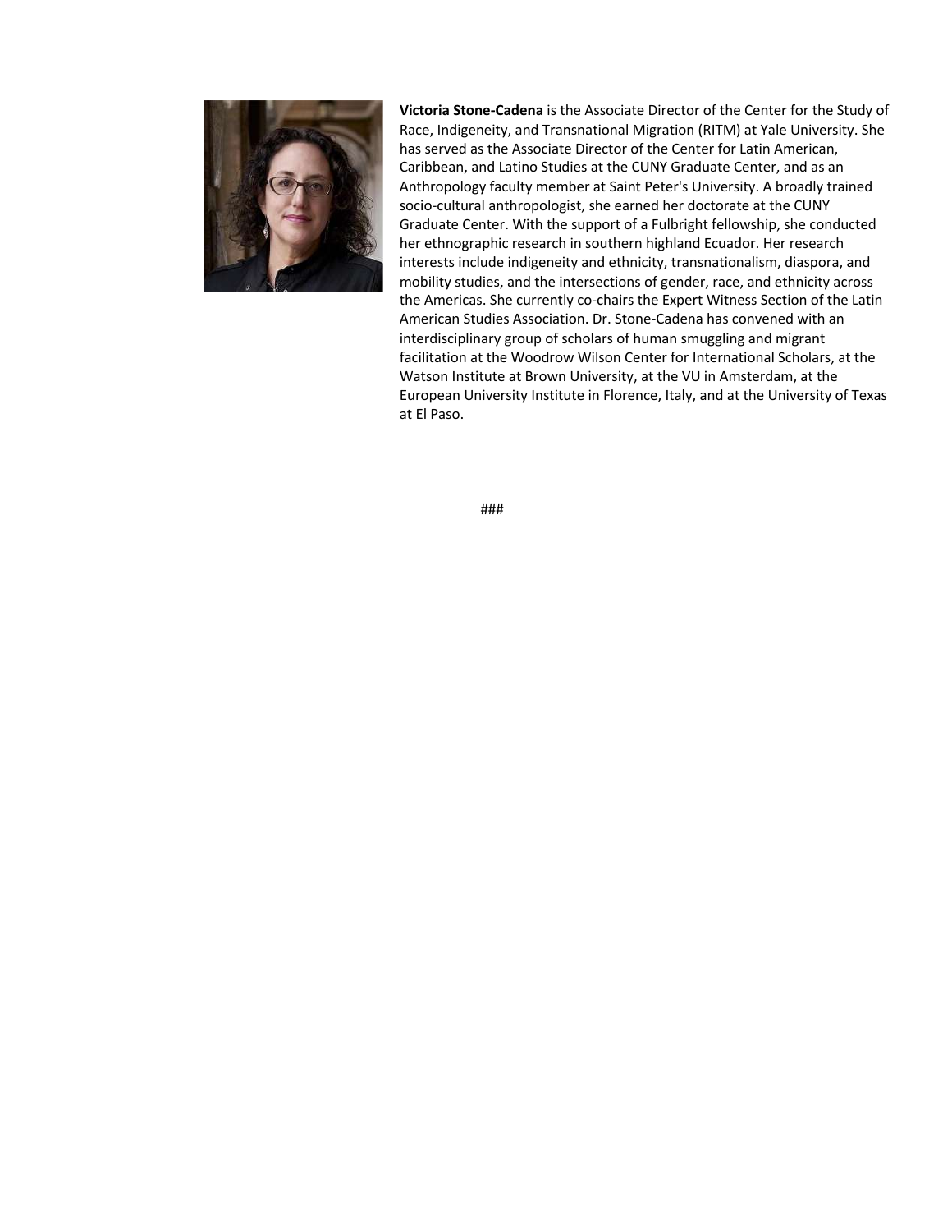**Victoria Stone-Cadena** is the Associate Director of the Center for the Study of Race, Indigeneity, and Transnational Migration (RITM) at Yale University. She has served as the Associate Director of the Center for Latin American, Caribbean, and Latino Studies at the CUNY Graduate Center, and as an Anthropology faculty member at Saint Peter's University. A broadly trained socio-cultural anthropologist, she earned her doctorate at the CUNY Graduate Center. With the support of a Fulbright fellowship, she conducted her ethnographic research in southern highland Ecuador. Her research interests include indigeneity and ethnicity, transnationalism, diaspora, and mobility studies, and the intersections of gender, race, and ethnicity across the Americas. She currently co-chairs the Expert Witness Section of the Latin American Studies Association. Dr. Stone-Cadena has convened with an interdisciplinary group of scholars of human smuggling and migrant facilitation at the Woodrow Wilson Center for International Scholars, at the Watson Institute at Brown University, at the VU in Amsterdam, at the European University Institute in Florence, Italy, and at the University of Texas at El Paso.

###